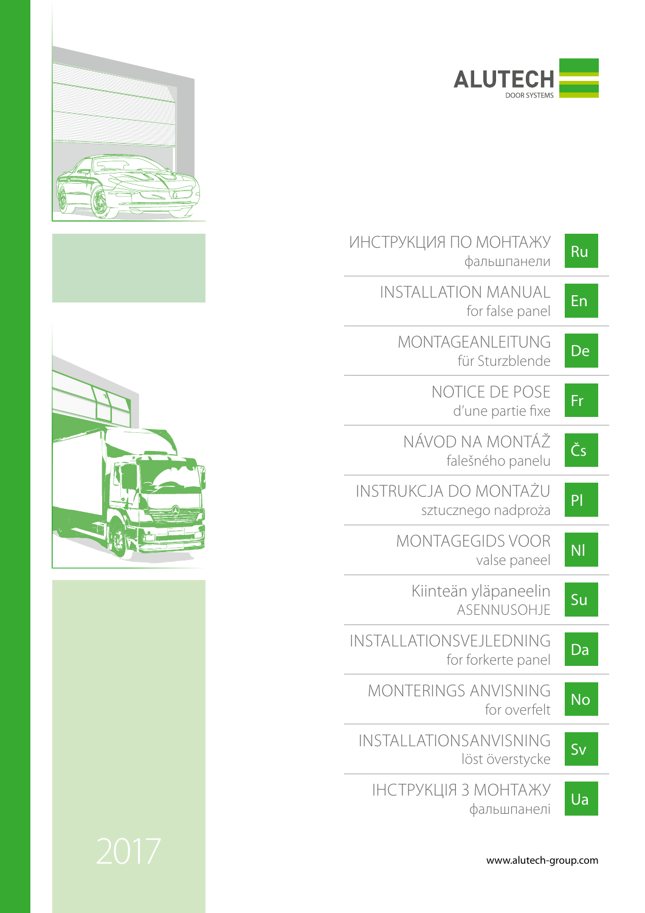ALUTECH
DOOR SYSTEMS

ИНСТРУКЦИЯ ПО МОНТАЖУ
фальшпанели — Ru

INSTALLATION MANUAL
for false panel — En

MONTAGEANLEITUNG
für Sturzblende — De

NOTICE DE POSE
d'une partie fixe — Fr

NÁVOD NA MONTÁŽ
falešného panelu — Čs

INSTRUKCJA DO MONTAŻU
sztucznego nadproża — Pl

MONTAGEGIDS VOOR
valse paneel — Nl

Kiinteän yläpaneelin
ASENNUSOHJE — Su

INSTALLATIONSVEJLEDNING
for forkerte panel — Da

MONTERINGS ANVISNING
for overfelt — No

INSTALLATIONSANVISNING
löst överstycke — Sv

ІНСТРУКЦІЯ З МОНТАЖУ
фальшпанелі — Ua

2017

www.alutech-group.com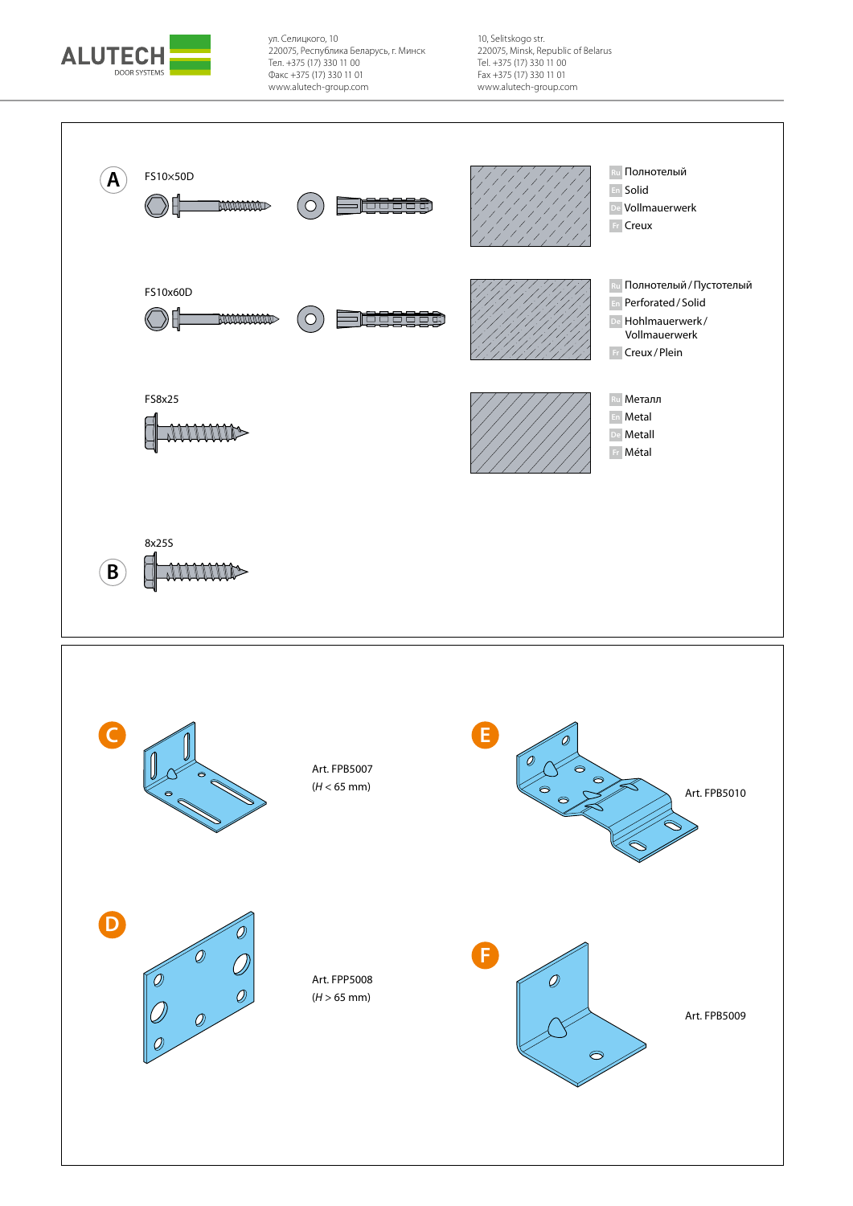ул. Селицкого, 10
220075, Республика Беларусь, г. Минск
Тел. +375 (17) 330 11 00
Факс +375 (17) 330 11 01
www.alutech-group.com

10, Selitskogo str.
220075, Minsk, Republic of Belarus
Tel. +375 (17) 330 11 00
Fax +375 (17) 330 11 01
www.alutech-group.com

**A**

FS10×50D

Ru Полнотелый
En Solid
De Vollmauerwerk
Fr Creux

FS10x60D

Ru Полнотелый / Пустотелый
En Perforated / Solid
De Hohlmauerwerk / Vollmauerwerk
Fr Creux / Plein

FS8x25

Ru Металл
En Metal
De Metall
Fr Métal

**B**

8x25S

**C**

Art. FPB5007
(*H* < 65 mm)

**D**

Art. FPP5008
(*H* > 65 mm)

**E**

Art. FPB5010

**F**

Art. FPB5009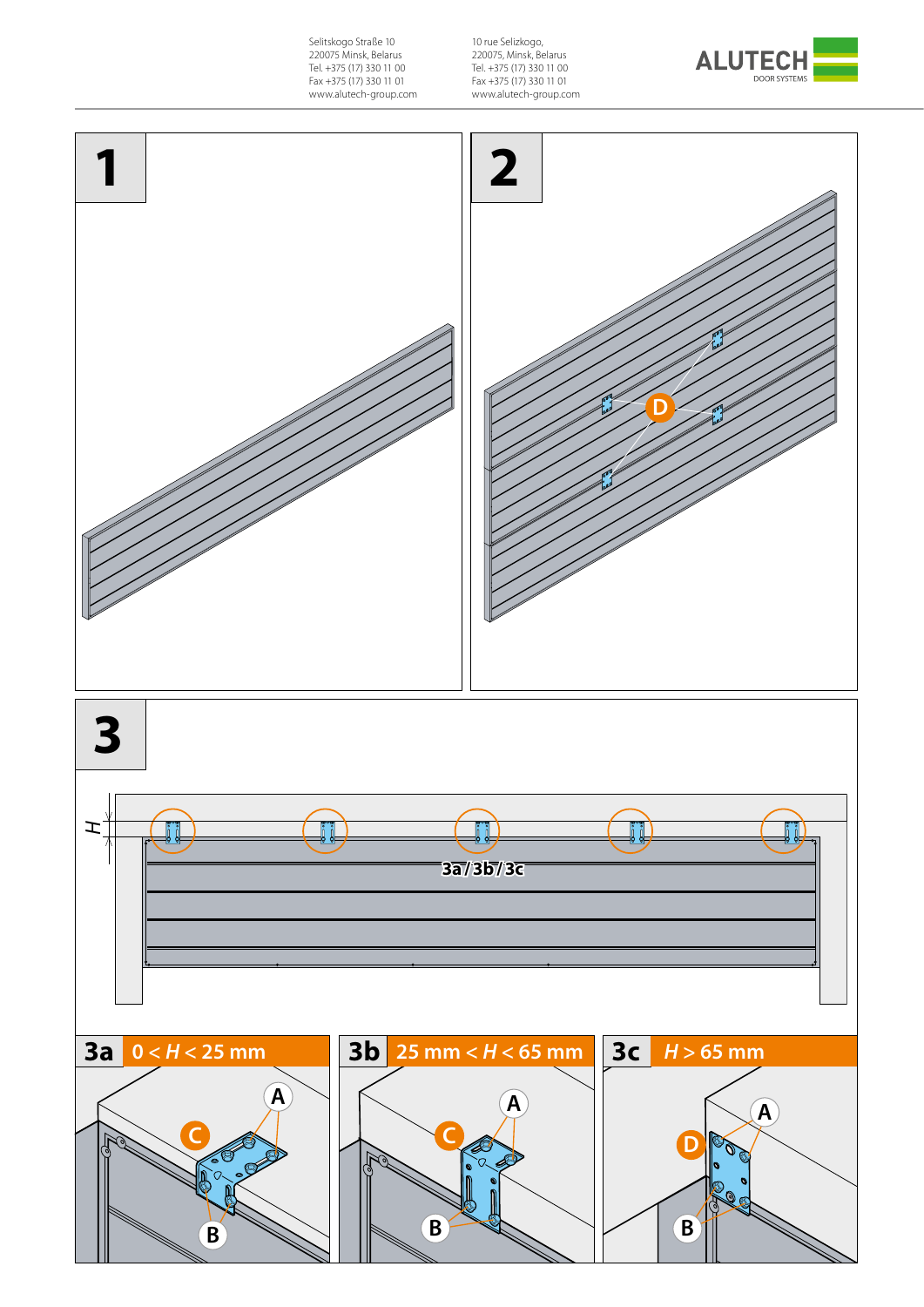**1**

**2**

**3**

3a / 3b / 3c

**3a** $0 < H < 25$ mm

**3b** 25 mm $< H <$ 65 mm

**3c** $H >$ 65 mm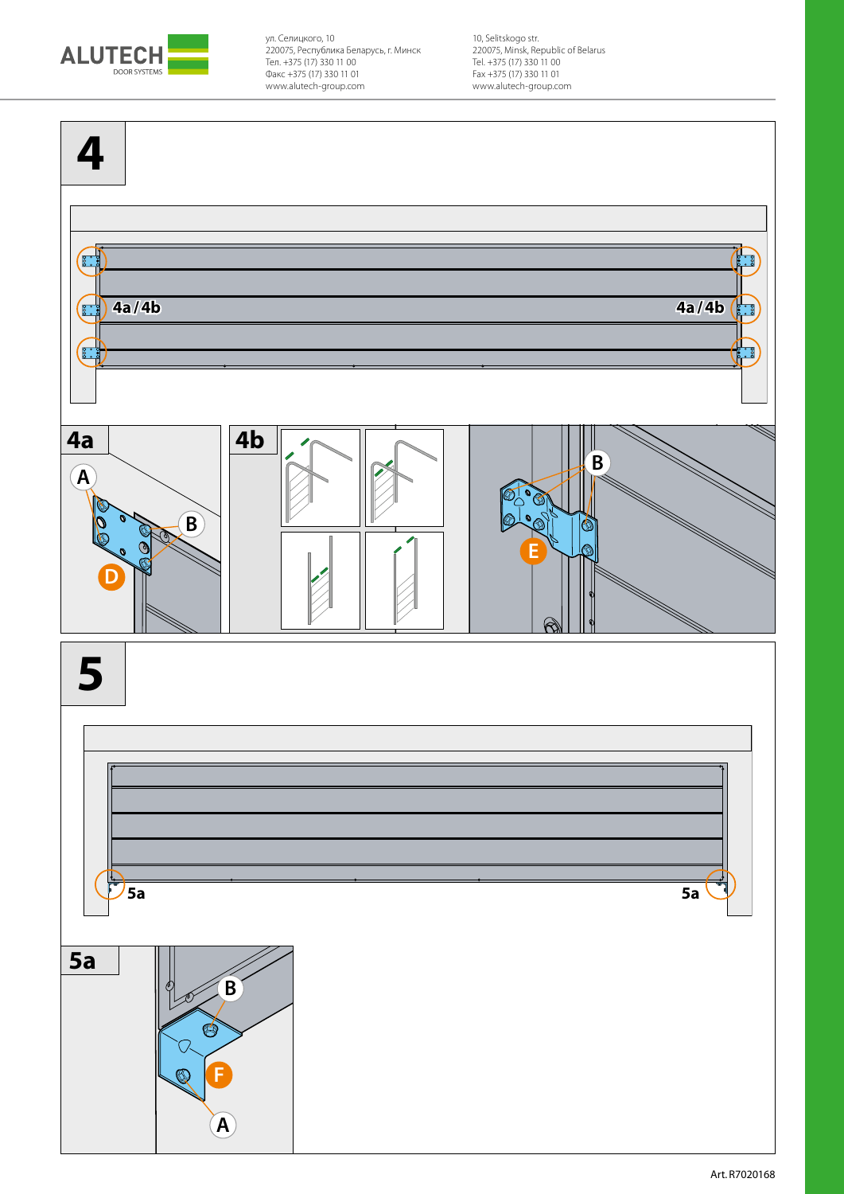## 4

4a / 4b

4a / 4b

### 4a

A

B

D

### 4b

B

E

## 5

5a

5a

### 5a

B

F

A

Art. R7020168